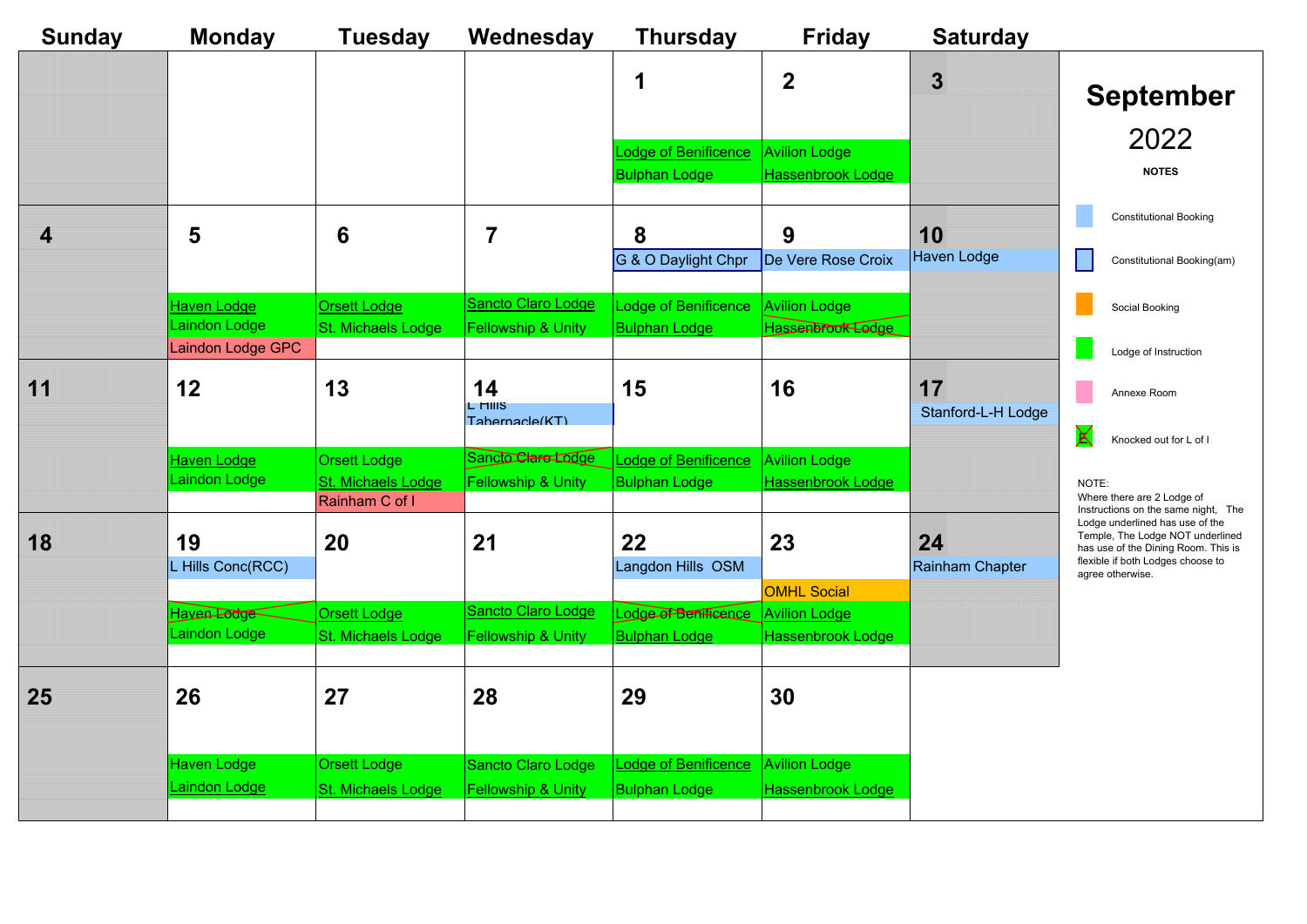# September 2022

| Sunday | Monday | Tuesday | Wednesday | Thursday | Friday | Saturday |
|---|---|---|---|---|---|---|
| | | | | 1<br>Lodge of Benificence<br>Bulphan Lodge | 2<br>Avilion Lodge<br>Hassenbrook Lodge | 3 |
| 4 | 5<br>Haven Lodge<br>Laindon Lodge<br>Laindon Lodge GPC | 6<br>Orsett Lodge<br>St. Michaels Lodge | 7<br>Sancto Claro Lodge<br>Fellowship & Unity | 8<br>G & O Daylight Chpr<br>Lodge of Benificence<br>Bulphan Lodge | 9<br>De Vere Rose Croix<br>Avilion Lodge<br>~~Hassenbrook Lodge~~ | 10<br>Haven Lodge |
| 11 | 12<br>Haven Lodge<br>Laindon Lodge | 13<br>Orsett Lodge<br>St. Michaels Lodge<br>Rainham C of I | 14<br>L Hills Tabernacle(KT)<br>~~Sancto Claro Lodge~~<br>Fellowship & Unity | 15<br>Lodge of Benificence<br>Bulphan Lodge | 16<br>Avilion Lodge<br>Hassenbrook Lodge | 17<br>Stanford-L-H Lodge |
| 18 | 19<br>L Hills Conc(RCC)<br>~~Haven Lodge~~<br>Laindon Lodge | 20<br>Orsett Lodge<br>St. Michaels Lodge | 21<br>Sancto Claro Lodge<br>Fellowship & Unity | 22<br>Langdon Hills OSM<br>~~Lodge of Benificence~~<br>Bulphan Lodge | 23<br>OMHL Social<br>Avilion Lodge<br>Hassenbrook Lodge | 24<br>Rainham Chapter |
| 25 | 26<br>Haven Lodge<br>Laindon Lodge | 27<br>Orsett Lodge<br>St. Michaels Lodge | 28<br>Sancto Claro Lodge<br>Fellowship & Unity | 29<br>Lodge of Benificence<br>Bulphan Lodge | 30<br>Avilion Lodge<br>Hassenbrook Lodge | |

**NOTES**

- Constitutional Booking
- Constitutional Booking(am)
- Social Booking
- Lodge of Instruction
- Annexe Room
- Knocked out for L of I

NOTE:
Where there are 2 Lodge of Instructions on the same night, The Lodge underlined has use of the Temple, The Lodge NOT underlined has use of the Dining Room. This is flexible if both Lodges choose to agree otherwise.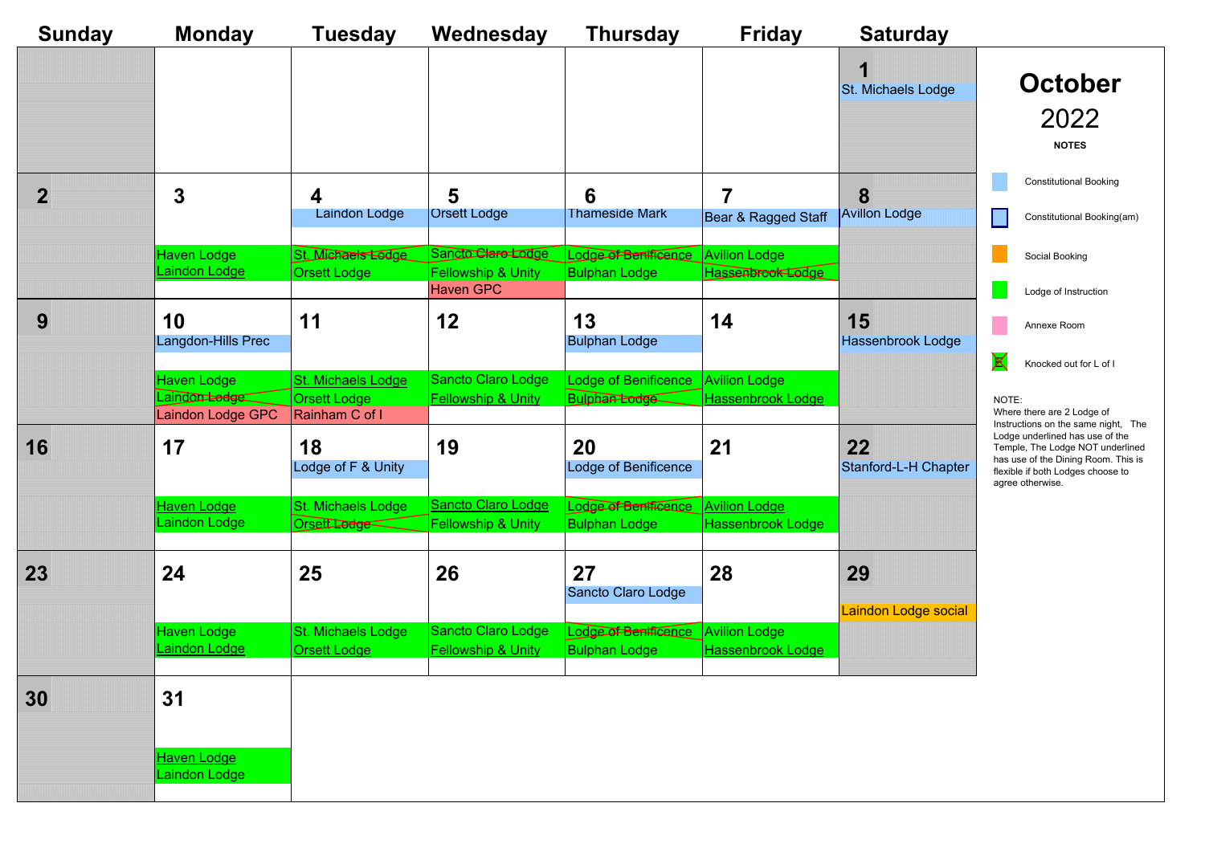# October 2022

| Sunday | Monday | Tuesday | Wednesday | Thursday | Friday | Saturday |
|---|---|---|---|---|---|---|
| | | | | | | **1**<br>St. Michaels Lodge |
| **2** | **3**<br>Haven Lodge<br>Laindon Lodge | **4**<br>Laindon Lodge<br>~~St. Michaels Lodge~~<br>Orsett Lodge | **5**<br>Orsett Lodge<br>~~Sancto Claro Lodge~~<br>Fellowship & Unity<br>Haven GPC | **6**<br>Thameside Mark<br>~~Lodge of Benificence~~<br>Bulphan Lodge | **7**<br>Bear & Ragged Staff<br>Avilion Lodge<br>~~Hassenbrook Lodge~~ | **8**<br>Avillon Lodge |
| **9** | **10**<br>Langdon-Hills Prec<br>Haven Lodge<br>~~Laindon Lodge~~<br>Laindon Lodge GPC | **11**<br>St. Michaels Lodge<br>Orsett Lodge<br>Rainham C of I | **12**<br>Sancto Claro Lodge<br>Fellowship & Unity | **13**<br>Bulphan Lodge<br>Lodge of Benificence<br>~~Bulphan Lodge~~ | **14**<br>Avilion Lodge<br>Hassenbrook Lodge | **15**<br>Hassenbrook Lodge |
| **16** | **17**<br>Haven Lodge<br>Laindon Lodge | **18**<br>Lodge of F & Unity<br>St. Michaels Lodge<br>~~Orsett Lodge~~ | **19**<br>Sancto Claro Lodge<br>Fellowship & Unity | **20**<br>Lodge of Benificence<br>~~Lodge of Benificence~~<br>Bulphan Lodge | **21**<br>Avilion Lodge<br>Hassenbrook Lodge | **22**<br>Stanford-L-H Chapter |
| **23** | **24**<br>Haven Lodge<br>Laindon Lodge | **25**<br>St. Michaels Lodge<br>Orsett Lodge | **26**<br>Sancto Claro Lodge<br>Fellowship & Unity | **27**<br>Sancto Claro Lodge<br>~~Lodge of Benificence~~<br>Bulphan Lodge | **28**<br>Avilion Lodge<br>Hassenbrook Lodge | **29**<br>Laindon Lodge social |
| **30** | **31**<br>Haven Lodge<br>Laindon Lodge | | | | | |

**NOTES**

- Constitutional Booking
- Constitutional Booking(am)
- Social Booking
- Lodge of Instruction
- Annexe Room
- Knocked out for L of I

NOTE:
Where there are 2 Lodge of Instructions on the same night, The Lodge underlined has use of the Temple, The Lodge NOT underlined has use of the Dining Room. This is flexible if both Lodges choose to agree otherwise.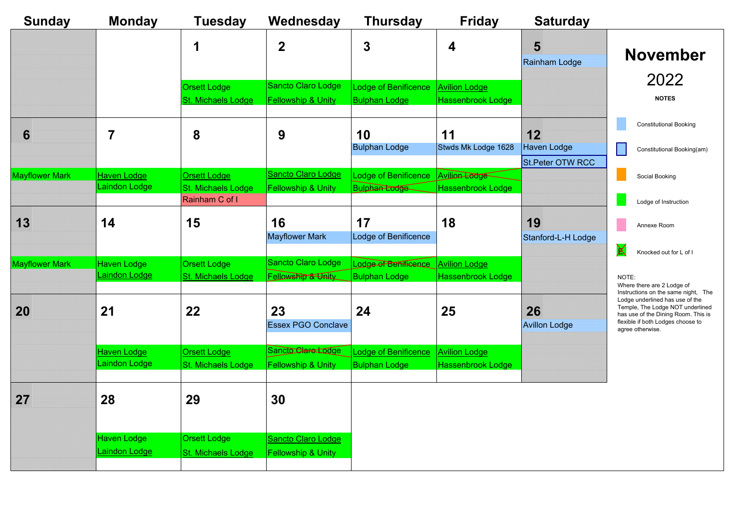# November 2022

| Sunday | Monday | Tuesday | Wednesday | Thursday | Friday | Saturday |
|---|---|---|---|---|---|---|
| | | 1<br>Orsett Lodge<br>St. Michaels Lodge | 2<br>Sancto Claro Lodge<br>Fellowship & Unity | 3<br>Lodge of Benificence<br>Bulphan Lodge | 4<br>Avilion Lodge<br>Hassenbrook Lodge | 5<br>Rainham Lodge |
| 6<br>Mayflower Mark | 7<br>Haven Lodge<br>Laindon Lodge | 8<br>Orsett Lodge<br>St. Michaels Lodge<br>Rainham C of I | 9<br>Sancto Claro Lodge<br>Fellowship & Unity | 10<br>Bulphan Lodge<br>Lodge of Benificence<br>~~Bulphan Lodge~~ | 11<br>Stwds Mk Lodge 1628<br>~~Avilion Lodge~~<br>Hassenbrook Lodge | 12<br>Haven Lodge<br>St.Peter OTW RCC |
| 13<br>Mayflower Mark | 14<br>Haven Lodge<br>Laindon Lodge | 15<br>Orsett Lodge<br>St. Michaels Lodge | 16<br>Mayflower Mark<br>Sancto Claro Lodge<br>~~Fellowship & Unity~~ | 17<br>Lodge of Benificence<br>~~Lodge of Benificence~~<br>Bulphan Lodge | 18<br>Avilion Lodge<br>Hassenbrook Lodge | 19<br>Stanford-L-H Lodge |
| 20 | 21<br>Haven Lodge<br>Laindon Lodge | 22<br>Orsett Lodge<br>St. Michaels Lodge | 23<br>Essex PGO Conclave<br>~~Sancto Claro Lodge~~<br>Fellowship & Unity | 24<br>Lodge of Benificence<br>Bulphan Lodge | 25<br>Avilion Lodge<br>Hassenbrook Lodge | 26<br>Avillon Lodge |
| 27 | 28<br>Haven Lodge<br>Laindon Lodge | 29<br>Orsett Lodge<br>St. Michaels Lodge | 30<br>Sancto Claro Lodge<br>Fellowship & Unity | | | |

**NOTES**

- Constitutional Booking
- Constitutional Booking(am)
- Social Booking
- Lodge of Instruction
- Annexe Room
- Knocked out for L of I

NOTE:
Where there are 2 Lodge of Instructions on the same night, The Lodge underlined has use of the Temple, The Lodge NOT underlined has use of the Dining Room. This is flexible if both Lodges choose to agree otherwise.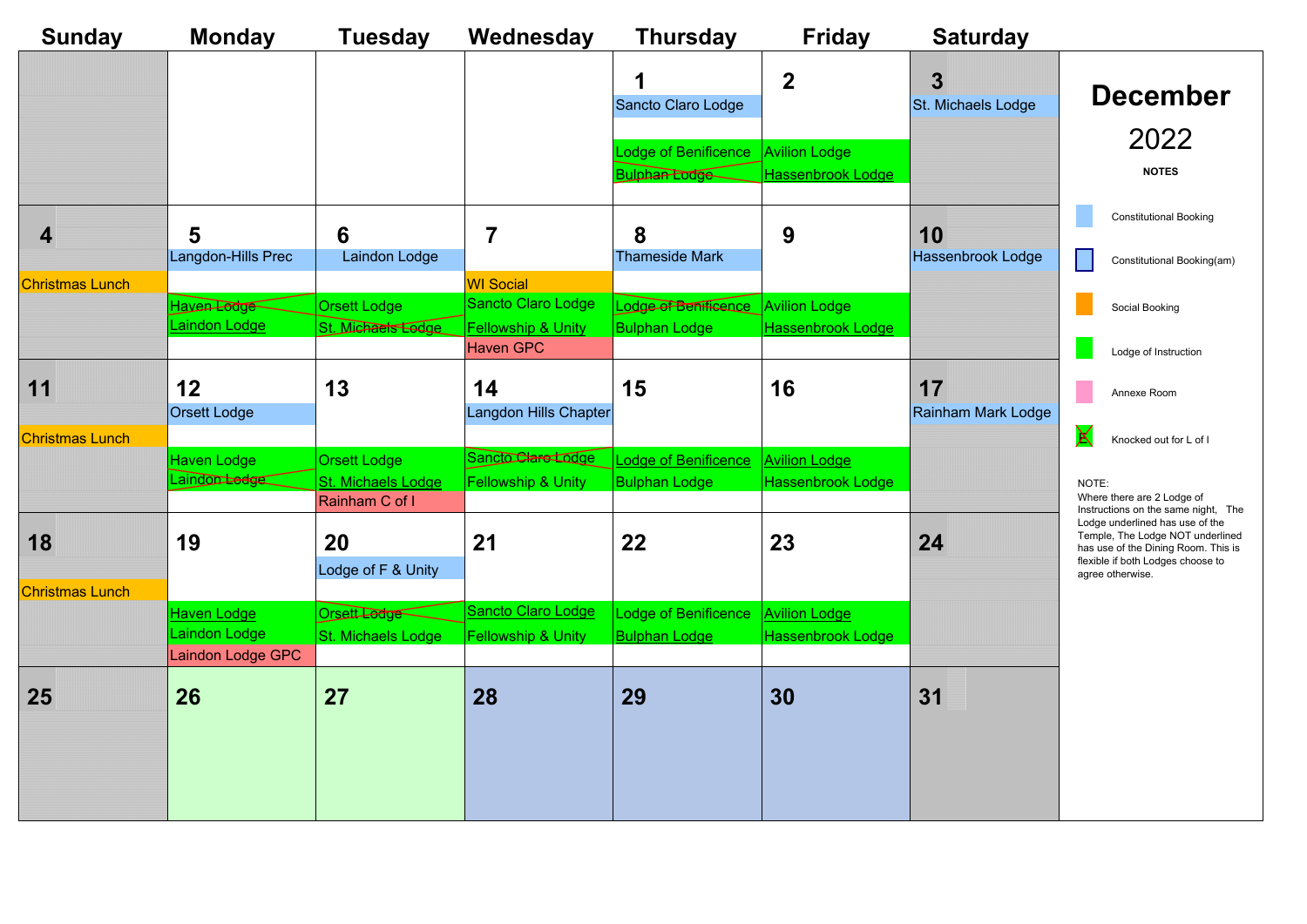# December 2022

| Sunday | Monday | Tuesday | Wednesday | Thursday | Friday | Saturday |
|---|---|---|---|---|---|---|
| | | | | **1** Sancto Claro Lodge; Lodge of Benificence; ~~Bulphan Lodge~~ | **2** Avilion Lodge; Hassenbrook Lodge | **3** St. Michaels Lodge |
| **4** Christmas Lunch | **5** Langdon-Hills Prec; ~~Haven Lodge~~; Laindon Lodge | **6** Laindon Lodge; Orsett Lodge; ~~St. Michaels Lodge~~ | **7** WI Social; Sancto Claro Lodge; Fellowship & Unity; Haven GPC | **8** Thameside Mark; ~~Lodge of Benificence~~; Bulphan Lodge | **9** Avilion Lodge; Hassenbrook Lodge | **10** Hassenbrook Lodge |
| **11** Christmas Lunch | **12** Orsett Lodge; Haven Lodge; ~~Laindon Lodge~~ | **13** Orsett Lodge; St. Michaels Lodge; Rainham C of I | **14** Langdon Hills Chapter; ~~Sancto Claro Lodge~~; Fellowship & Unity | **15** Lodge of Benificence; Bulphan Lodge | **16** Avilion Lodge; Hassenbrook Lodge | **17** Rainham Mark Lodge |
| **18** Christmas Lunch | **19** Haven Lodge; Laindon Lodge; Laindon Lodge GPC | **20** Lodge of F & Unity; ~~Orsett Lodge~~; St. Michaels Lodge | **21** Sancto Claro Lodge; Fellowship & Unity | **22** Lodge of Benificence; Bulphan Lodge | **23** Avilion Lodge; Hassenbrook Lodge | **24** |
| **25** | **26** | **27** | **28** | **29** | **30** | **31** |

**NOTES**

- Constitutional Booking
- Constitutional Booking(am)
- Social Booking
- Lodge of Instruction
- Annexe Room
- Knocked out for L of I

NOTE:
Where there are 2 Lodge of Instructions on the same night, The Lodge underlined has use of the Temple, The Lodge NOT underlined has use of the Dining Room. This is flexible if both Lodges choose to agree otherwise.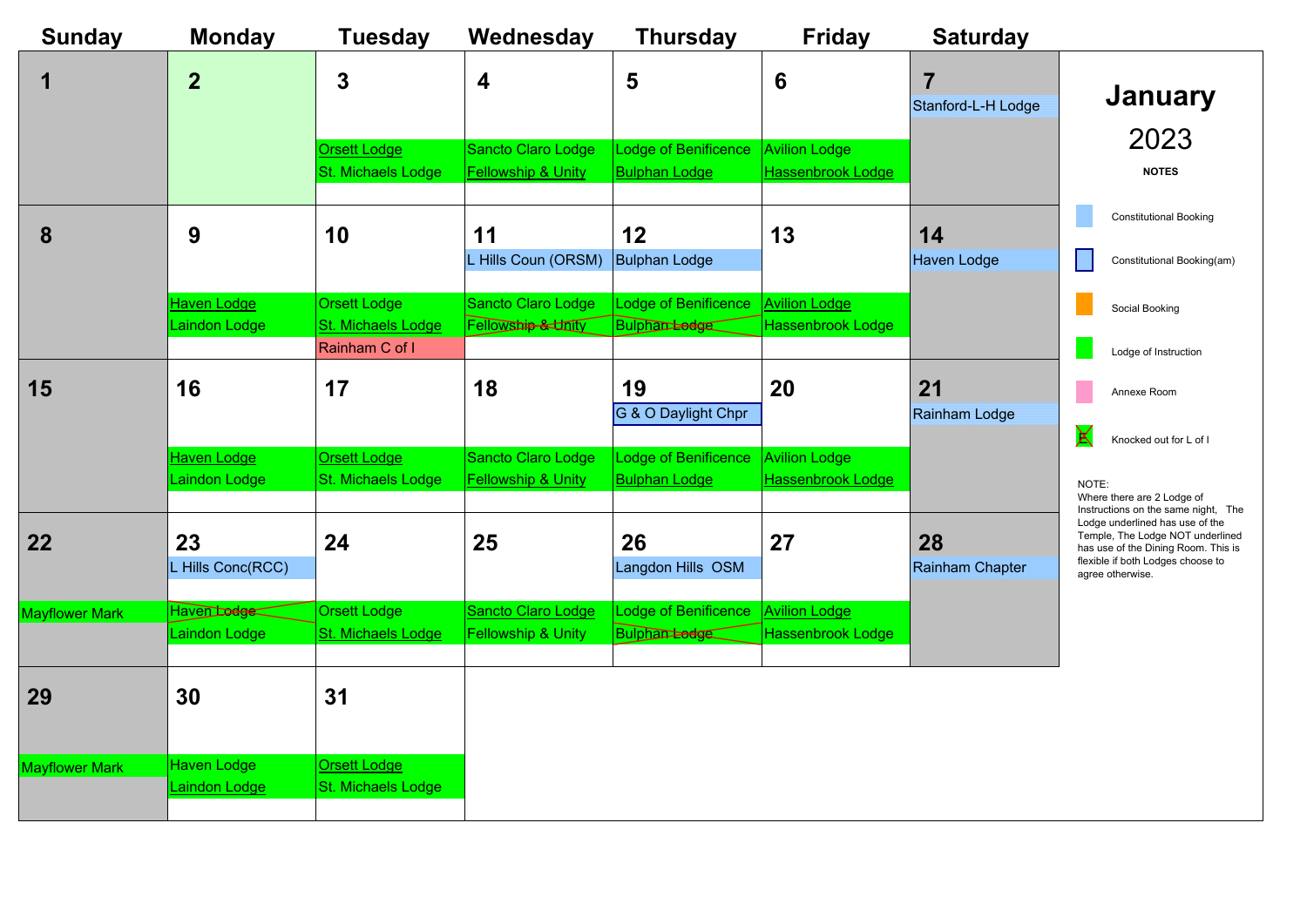# January 2023

| Sunday | Monday | Tuesday | Wednesday | Thursday | Friday | Saturday |
|---|---|---|---|---|---|---|
| 1 | 2 | 3<br>Orsett Lodge<br>St. Michaels Lodge | 4<br>Sancto Claro Lodge<br>Fellowship & Unity | 5<br>Lodge of Benificence<br>Bulphan Lodge | 6<br>Avilion Lodge<br>Hassenbrook Lodge | 7<br>Stanford-L-H Lodge |
| 8 | 9<br>Haven Lodge<br>Laindon Lodge | 10<br>Orsett Lodge<br>St. Michaels Lodge<br>Rainham C of I | 11<br>L Hills Coun (ORSM)<br>Sancto Claro Lodge<br>~~Fellowship & Unity~~ | 12<br>Bulphan Lodge<br>Lodge of Benificence<br>~~Bulphan Lodge~~ | 13<br>Avilion Lodge<br>Hassenbrook Lodge | 14<br>Haven Lodge |
| 15 | 16<br>Haven Lodge<br>Laindon Lodge | 17<br>Orsett Lodge<br>St. Michaels Lodge | 18<br>Sancto Claro Lodge<br>Fellowship & Unity | 19<br>G & O Daylight Chpr<br>Lodge of Benificence<br>Bulphan Lodge | 20<br>Avilion Lodge<br>Hassenbrook Lodge | 21<br>Rainham Lodge |
| 22<br>Mayflower Mark | 23<br>L Hills Conc(RCC)<br>~~Haven Lodge~~<br>Laindon Lodge | 24<br>Orsett Lodge<br>St. Michaels Lodge | 25<br>Sancto Claro Lodge<br>Fellowship & Unity | 26<br>Langdon Hills OSM<br>Lodge of Benificence<br>~~Bulphan Lodge~~ | 27<br>Avilion Lodge<br>Hassenbrook Lodge | 28<br>Rainham Chapter |
| 29<br>Mayflower Mark | 30<br>Haven Lodge<br>Laindon Lodge | 31<br>Orsett Lodge<br>St. Michaels Lodge | | | | |

**NOTES**

- Constitutional Booking
- Constitutional Booking(am)
- Social Booking
- Lodge of Instruction
- Annexe Room
- Knocked out for L of I

NOTE:
Where there are 2 Lodge of Instructions on the same night, The Lodge underlined has use of the Temple, The Lodge NOT underlined has use of the Dining Room. This is flexible if both Lodges choose to agree otherwise.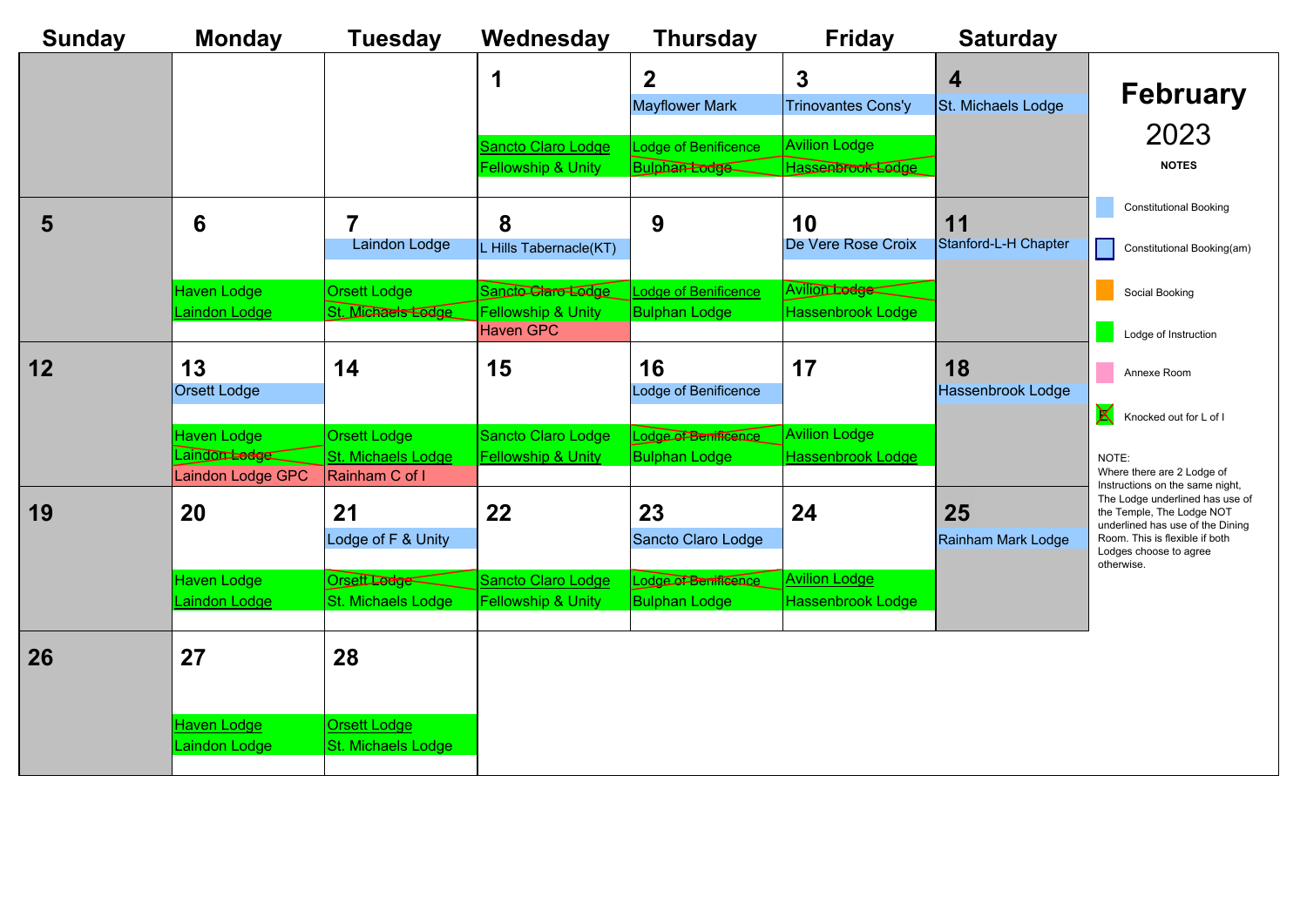# February 2023

| Sunday | Monday | Tuesday | Wednesday | Thursday | Friday | Saturday |
|---|---|---|---|---|---|---|
| | | | **1**<br>Sancto Claro Lodge<br>Fellowship & Unity | **2**<br>Mayflower Mark<br>Lodge of Benificence<br>~~Bulphan Lodge~~ | **3**<br>Trinovantes Cons'y<br>Avilion Lodge<br>~~Hassenbrook Lodge~~ | **4**<br>St. Michaels Lodge |
| **5** | **6**<br>Haven Lodge<br>Laindon Lodge | **7**<br>Laindon Lodge<br>Orsett Lodge<br>~~St. Michaels Lodge~~ | **8**<br>L Hills Tabernacle(KT)<br>~~Sancto Claro Lodge~~<br>Fellowship & Unity<br>Haven GPC | **9**<br>Lodge of Benificence<br>Bulphan Lodge | **10**<br>De Vere Rose Croix<br>~~Avilion Lodge~~<br>Hassenbrook Lodge | **11**<br>Stanford-L-H Chapter |
| **12** | **13**<br>Orsett Lodge<br>Haven Lodge<br>~~Laindon Lodge~~<br>Laindon Lodge GPC | **14**<br>Orsett Lodge<br>St. Michaels Lodge<br>Rainham C of I | **15**<br>Sancto Claro Lodge<br>Fellowship & Unity | **16**<br>Lodge of Benificence<br>~~Lodge of Benificence~~<br>Bulphan Lodge | **17**<br>Avilion Lodge<br>Hassenbrook Lodge | **18**<br>Hassenbrook Lodge |
| **19** | **20**<br>Haven Lodge<br>Laindon Lodge | **21**<br>Lodge of F & Unity<br>~~Orsett Lodge~~<br>St. Michaels Lodge | **22**<br>Sancto Claro Lodge<br>Fellowship & Unity | **23**<br>Sancto Claro Lodge<br>~~Lodge of Benificence~~<br>Bulphan Lodge | **24**<br>Avilion Lodge<br>Hassenbrook Lodge | **25**<br>Rainham Mark Lodge |
| **26** | **27**<br>Haven Lodge<br>Laindon Lodge | **28**<br>Orsett Lodge<br>St. Michaels Lodge | | | | |

**NOTES**

- Constitutional Booking
- Constitutional Booking(am)
- Social Booking
- Lodge of Instruction
- Annexe Room
- Knocked out for L of I

NOTE:
Where there are 2 Lodge of Instructions on the same night, The Lodge underlined has use of the Temple, The Lodge NOT underlined has use of the Dining Room. This is flexible if both Lodges choose to agree otherwise.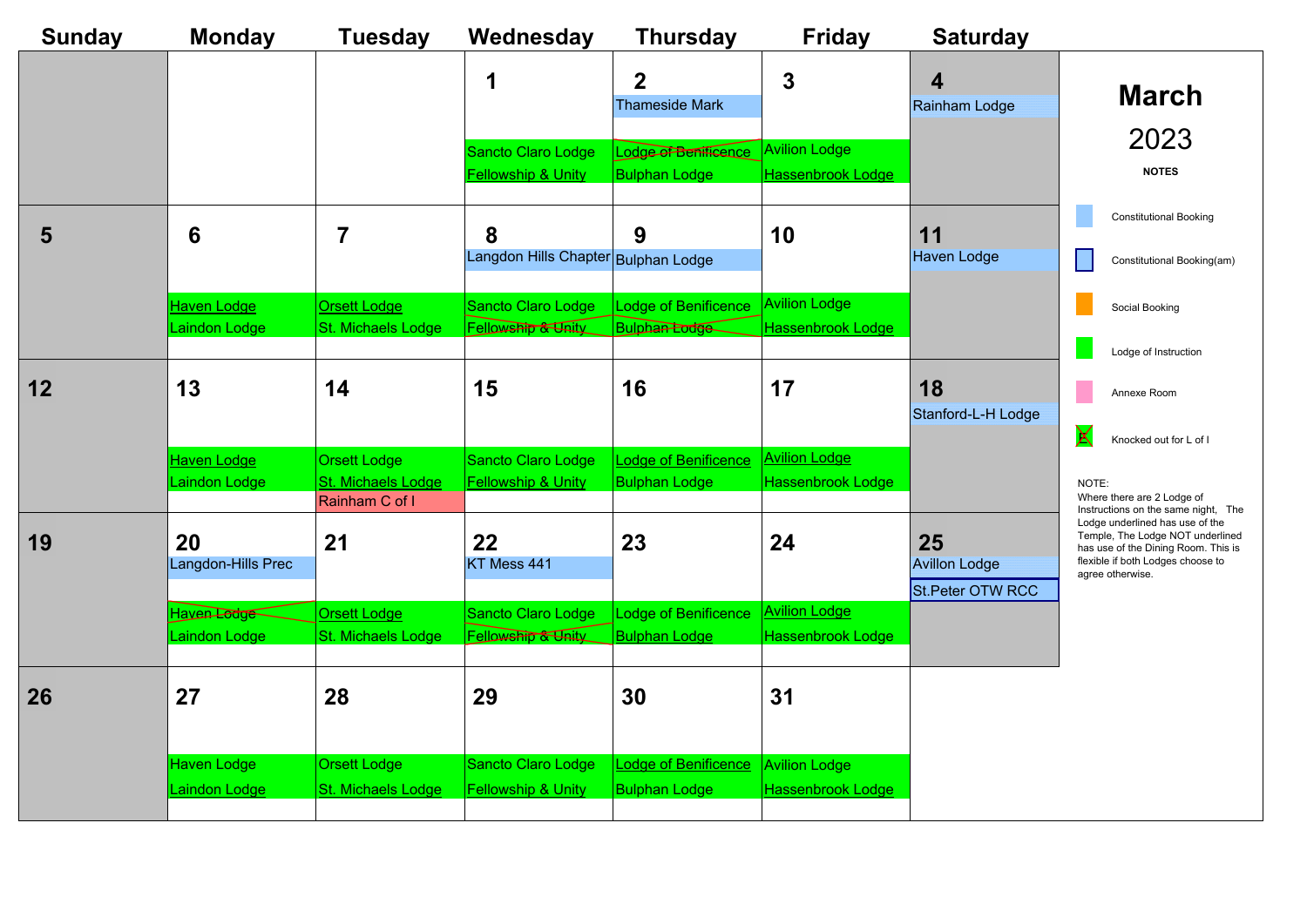# March 2023

| Sunday | Monday | Tuesday | Wednesday | Thursday | Friday | Saturday |
|---|---|---|---|---|---|---|
| | | | **1** Sancto Claro Lodge; Fellowship & Unity | **2** Thameside Mark; ~~Lodge of Benificence~~; Bulphan Lodge | **3** Avilion Lodge; Hassenbrook Lodge | **4** Rainham Lodge |
| **5** | **6** Haven Lodge; Laindon Lodge | **7** Orsett Lodge; St. Michaels Lodge | **8** Langdon Hills Chapter; Sancto Claro Lodge; ~~Fellowship & Unity~~ | **9** Bulphan Lodge; Lodge of Benificence; ~~Bulphan Lodge~~ | **10** Avilion Lodge; Hassenbrook Lodge | **11** Haven Lodge |
| **12** | **13** Haven Lodge; Laindon Lodge | **14** Orsett Lodge; St. Michaels Lodge; Rainham C of I | **15** Sancto Claro Lodge; Fellowship & Unity | **16** Lodge of Benificence; Bulphan Lodge | **17** Avilion Lodge; Hassenbrook Lodge | **18** Stanford-L-H Lodge |
| **19** | **20** Langdon-Hills Prec; ~~Haven Lodge~~; Laindon Lodge | **21** Orsett Lodge; St. Michaels Lodge | **22** KT Mess 441; Sancto Claro Lodge; ~~Fellowship & Unity~~ | **23** Lodge of Benificence; Bulphan Lodge | **24** Avilion Lodge; Hassenbrook Lodge | **25** Avillon Lodge; St.Peter OTW RCC |
| **26** | **27** Haven Lodge; Laindon Lodge | **28** Orsett Lodge; St. Michaels Lodge | **29** Sancto Claro Lodge; Fellowship & Unity | **30** Lodge of Benificence; Bulphan Lodge | **31** Avilion Lodge; Hassenbrook Lodge | |

**NOTES**

- Constitutional Booking
- Constitutional Booking(am)
- Social Booking
- Lodge of Instruction
- Annexe Room
- Knocked out for L of I

NOTE:
Where there are 2 Lodge of Instructions on the same night, The Lodge underlined has use of the Temple, The Lodge NOT underlined has use of the Dining Room. This is flexible if both Lodges choose to agree otherwise.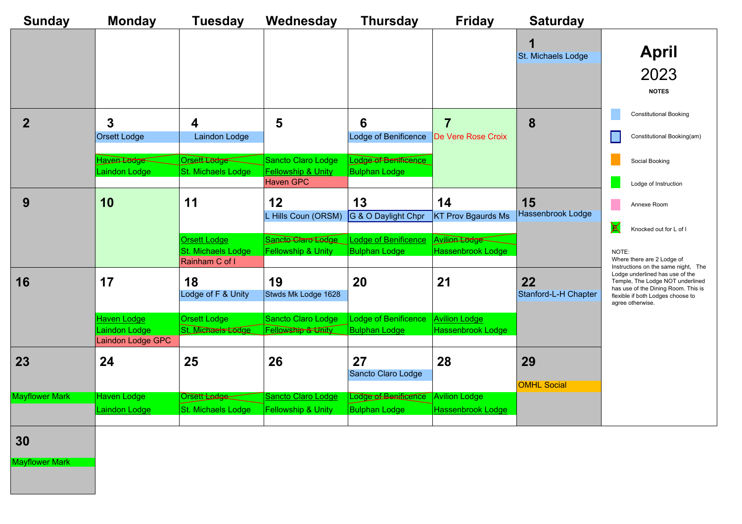# April 2023

| Sunday | Monday | Tuesday | Wednesday | Thursday | Friday | Saturday |
|---|---|---|---|---|---|---|
| | | | | | | **1**<br>St. Michaels Lodge |
| **2** | **3**<br>Orsett Lodge<br>~~Haven Lodge~~<br>Laindon Lodge | **4**<br>Laindon Lodge<br>~~Orsett Lodge~~<br>St. Michaels Lodge | **5**<br>Sancto Claro Lodge<br>Fellowship & Unity<br>Haven GPC | **6**<br>Lodge of Benificence<br>~~Lodge of Benificence~~<br>Bulphan Lodge | **7**<br>De Vere Rose Croix | **8** |
| **9** | **10** | **11**<br>Orsett Lodge<br>St. Michaels Lodge<br>Rainham C of I | **12**<br>L Hills Coun (ORSM)<br>~~Sancto Claro Lodge~~<br>Fellowship & Unity | **13**<br>G & O Daylight Chpr<br>Lodge of Benificence<br>Bulphan Lodge | **14**<br>KT Prov Bgaurds Ms<br>~~Avilion Lodge~~<br>Hassenbrook Lodge | **15**<br>Hassenbrook Lodge |
| **16** | **17**<br>Haven Lodge<br>Laindon Lodge<br>Laindon Lodge GPC | **18**<br>Lodge of F & Unity<br>Orsett Lodge<br>~~St. Michaels Lodge~~ | **19**<br>Stwds Mk Lodge 1628<br>Sancto Claro Lodge<br>~~Fellowship & Unity~~ | **20**<br>Lodge of Benificence<br>Bulphan Lodge | **21**<br>Avilion Lodge<br>Hassenbrook Lodge | **22**<br>Stanford-L-H Chapter |
| **23**<br>Mayflower Mark | **24**<br>Haven Lodge<br>Laindon Lodge | **25**<br>~~Orsett Lodge~~<br>St. Michaels Lodge | **26**<br>Sancto Claro Lodge<br>Fellowship & Unity | **27**<br>Sancto Claro Lodge<br>~~Lodge of Benificence~~<br>Bulphan Lodge | **28**<br>Avilion Lodge<br>Hassenbrook Lodge | **29**<br>OMHL Social |
| **30**<br>Mayflower Mark | | | | | | |

## NOTES

- Constitutional Booking
- Constitutional Booking(am)
- Social Booking
- Lodge of Instruction
- Annexe Room
- Knocked out for L of I

NOTE:
Where there are 2 Lodge of Instructions on the same night, The Lodge underlined has use of the Temple, The Lodge NOT underlined has use of the Dining Room. This is flexible if both Lodges choose to agree otherwise.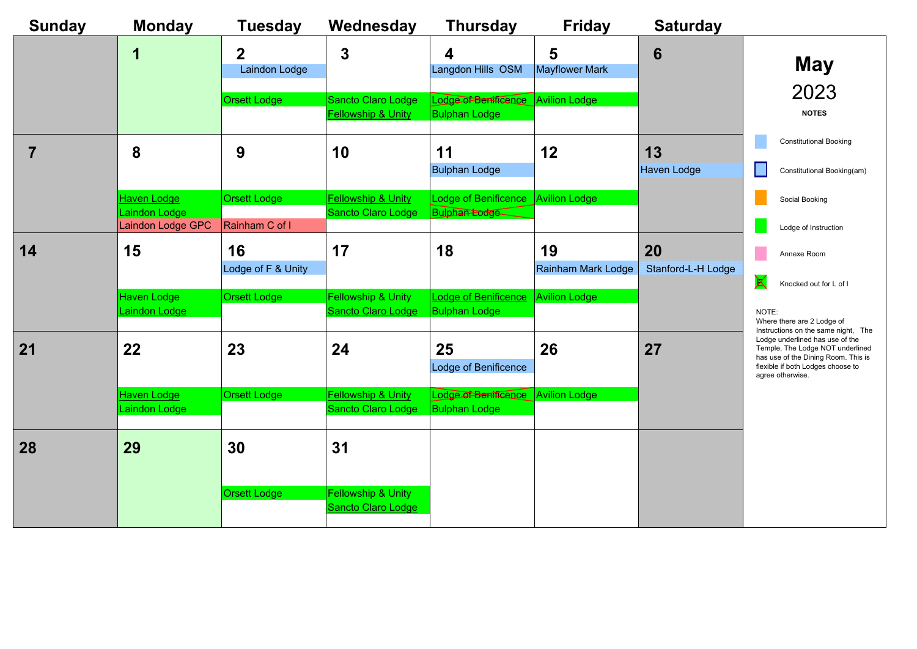# May 2023

| Sunday | Monday | Tuesday | Wednesday | Thursday | Friday | Saturday |
|---|---|---|---|---|---|---|
| | 1 | 2<br>Laindon Lodge<br>Orsett Lodge | 3<br>Sancto Claro Lodge<br>Fellowship & Unity | 4<br>Langdon Hills OSM<br>~~Lodge of Benificence~~<br>Bulphan Lodge | 5<br>Mayflower Mark<br>Avilion Lodge | 6 |
| 7 | 8<br>Haven Lodge<br>Laindon Lodge<br>Laindon Lodge GPC | 9<br>Orsett Lodge<br>Rainham C of I | 10<br>Fellowship & Unity<br>Sancto Claro Lodge | 11<br>Bulphan Lodge<br>Lodge of Benificence<br>~~Bulphan Lodge~~ | 12<br>Avilion Lodge | 13<br>Haven Lodge |
| 14 | 15<br>Haven Lodge<br>Laindon Lodge | 16<br>Lodge of F & Unity<br>Orsett Lodge | 17<br>Fellowship & Unity<br>Sancto Claro Lodge | 18<br>Lodge of Benificence<br>Bulphan Lodge | 19<br>Rainham Mark Lodge<br>Avilion Lodge | 20<br>Stanford-L-H Lodge |
| 21 | 22<br>Haven Lodge<br>Laindon Lodge | 23<br>Orsett Lodge | 24<br>Fellowship & Unity<br>Sancto Claro Lodge | 25<br>Lodge of Benificence<br>~~Lodge of Benificence~~<br>Bulphan Lodge | 26<br>Avilion Lodge | 27 |
| 28 | 29 | 30<br>Orsett Lodge | 31<br>Fellowship & Unity<br>Sancto Claro Lodge | | | |

**NOTES**

- Constitutional Booking
- Constitutional Booking(am)
- Social Booking
- Lodge of Instruction
- Annexe Room
- Knocked out for L of I

NOTE:
Where there are 2 Lodge of Instructions on the same night, The Lodge underlined has use of the Temple, The Lodge NOT underlined has use of the Dining Room. This is flexible if both Lodges choose to agree otherwise.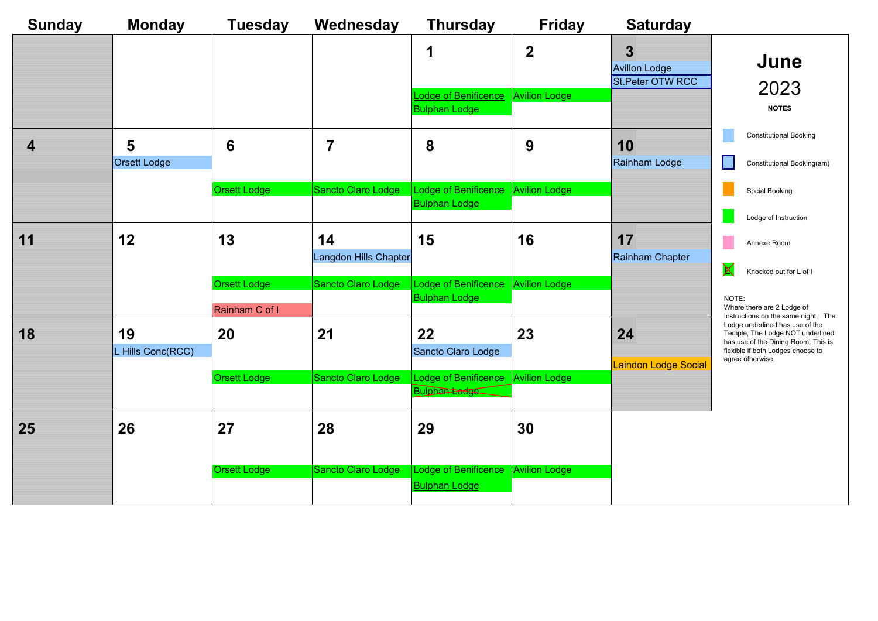# June 2023

| Sunday | Monday | Tuesday | Wednesday | Thursday | Friday | Saturday |
|---|---|---|---|---|---|---|
| | | | | 1<br>Lodge of Benificence<br>Bulphan Lodge | 2<br>Avilion Lodge | 3<br>Avillon Lodge<br>St.Peter OTW RCC |
| 4 | 5<br>Orsett Lodge | 6<br>Orsett Lodge | 7<br>Sancto Claro Lodge | 8<br>Lodge of Benificence<br>Bulphan Lodge | 9<br>Avilion Lodge | 10<br>Rainham Lodge |
| 11 | 12 | 13<br>Orsett Lodge<br>Rainham C of I | 14<br>Langdon Hills Chapter<br>Sancto Claro Lodge | 15<br>Lodge of Benificence<br>Bulphan Lodge | 16<br>Avilion Lodge | 17<br>Rainham Chapter |
| 18 | 19<br>L Hills Conc(RCC) | 20<br>Orsett Lodge | 21<br>Sancto Claro Lodge | 22<br>Sancto Claro Lodge<br>Lodge of Benificence<br>~~Bulphan Lodge~~ | 23<br>Avilion Lodge | 24<br>Laindon Lodge Social |
| 25 | 26 | 27<br>Orsett Lodge | 28<br>Sancto Claro Lodge | 29<br>Lodge of Benificence<br>Bulphan Lodge | 30<br>Avilion Lodge | |

**NOTES**

- Constitutional Booking
- Constitutional Booking(am)
- Social Booking
- Lodge of Instruction
- Annexe Room
- Knocked out for L of I

NOTE:
Where there are 2 Lodge of Instructions on the same night, The Lodge underlined has use of the Temple, The Lodge NOT underlined has use of the Dining Room. This is flexible if both Lodges choose to agree otherwise.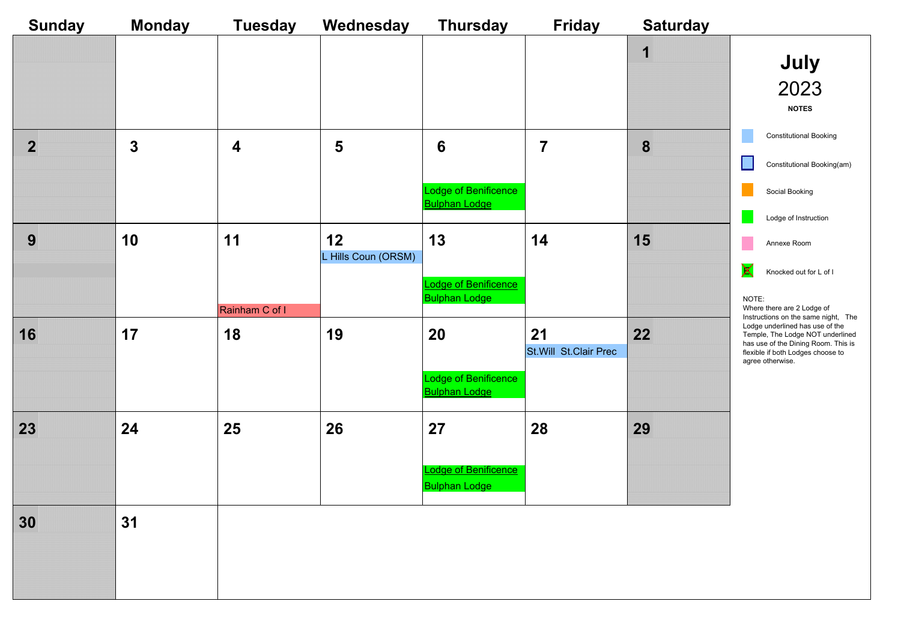# July 2023

| Sunday | Monday | Tuesday | Wednesday | Thursday | Friday | Saturday |
| --- | --- | --- | --- | --- | --- | --- |
| | | | | | | 1 |
| 2 | 3 | 4 | 5 | 6<br>Lodge of Benificence<br>Bulphan Lodge | 7 | 8 |
| 9 | 10 | 11<br>Rainham C of I | 12<br>L Hills Coun (ORSM) | 13<br>Lodge of Benificence<br>Bulphan Lodge | 14 | 15 |
| 16 | 17 | 18 | 19 | 20<br>Lodge of Benificence<br>Bulphan Lodge | 21<br>St.Will St.Clair Prec | 22 |
| 23 | 24 | 25 | 26 | 27<br>Lodge of Benificence<br>Bulphan Lodge | 28 | 29 |
| 30 | 31 | | | | | |

**NOTES**

- Constitutional Booking
- Constitutional Booking(am)
- Social Booking
- Lodge of Instruction
- Annexe Room
- Knocked out for L of I

NOTE:
Where there are 2 Lodge of Instructions on the same night, The Lodge underlined has use of the Temple, The Lodge NOT underlined has use of the Dining Room. This is flexible if both Lodges choose to agree otherwise.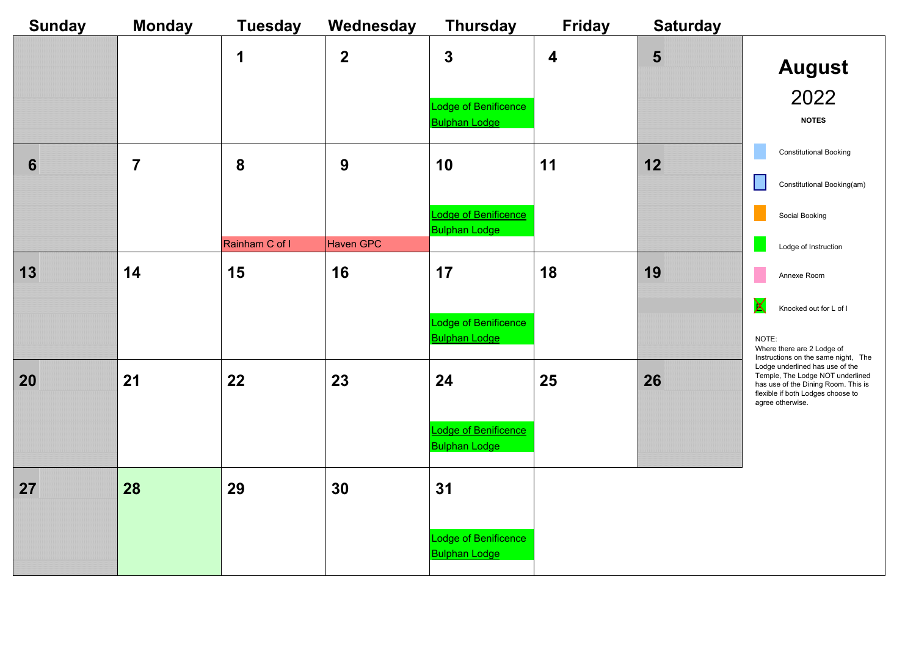# August

## 2022

| Sunday | Monday | Tuesday | Wednesday | Thursday | Friday | Saturday |
|---|---|---|---|---|---|---|
| | | 1 | 2 | 3<br>Lodge of Benificence<br>Bulphan Lodge | 4 | 5 |
| 6 | 7 | 8<br>Rainham C of I | 9<br>Haven GPC | 10<br>Lodge of Benificence<br>Bulphan Lodge | 11 | 12 |
| 13 | 14 | 15 | 16 | 17<br>Lodge of Benificence<br>Bulphan Lodge | 18 | 19 |
| 20 | 21 | 22 | 23 | 24<br>Lodge of Benificence<br>Bulphan Lodge | 25 | 26 |
| 27 | 28 | 29 | 30 | 31<br>Lodge of Benificence<br>Bulphan Lodge | | |

**NOTES**

- Constitutional Booking
- Constitutional Booking(am)
- Social Booking
- Lodge of Instruction
- Annexe Room
- Knocked out for L of I

NOTE:
Where there are 2 Lodge of Instructions on the same night, The Lodge underlined has use of the Temple, The Lodge NOT underlined has use of the Dining Room. This is flexible if both Lodges choose to agree otherwise.